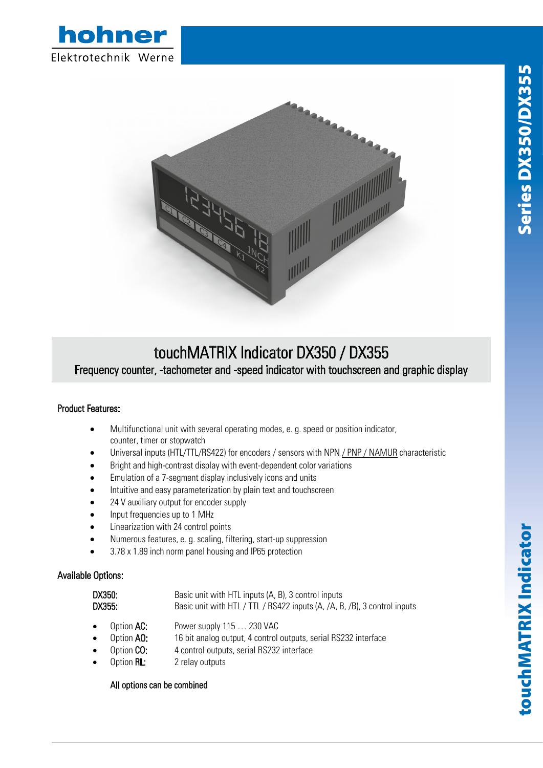hohner

Elektrotechnik Werne

Series DX350/DX355

# touchMATRIX Indicator DX350 / DX355

Frequency counter, -tachometer and -speed indicator with touchscreen and graphic display

## Product Features:

- Multifunctional unit with several operating modes, e. g. speed or position indicator, counter, timer or stopwatch
- Universal inputs (HTL/TTL/RS422) for encoders / sensors with NPN / PNP / NAMUR characteristic
- Bright and high-contrast display with event-dependent color variations
- Emulation of a 7-segment display inclusively icons and units
- Intuitive and easy parameterization by plain text and touchscreen
- 24 V auxiliary output for encoder supply
- Input frequencies up to 1 MHz
- Linearization with 24 control points
- Numerous features, e. g. scaling, filtering, start-up suppression
- 3.78 x 1.89 inch norm panel housing and IP65 protection

## Available Options:

| | |
|---|---|
| DX350: | Basic unit with HTL inputs (A, B), 3 control inputs |
| DX355: | Basic unit with HTL / TTL / RS422 inputs (A, /A, B, /B), 3 control inputs |

- Option **AC**: Power supply 115 … 230 VAC
- Option **AO**: 16 bit analog output, 4 control outputs, serial RS232 interface
- Option **CO**: 4 control outputs, serial RS232 interface
- Option **RL**: 2 relay outputs

All options can be combined

touchMATRIX Indicator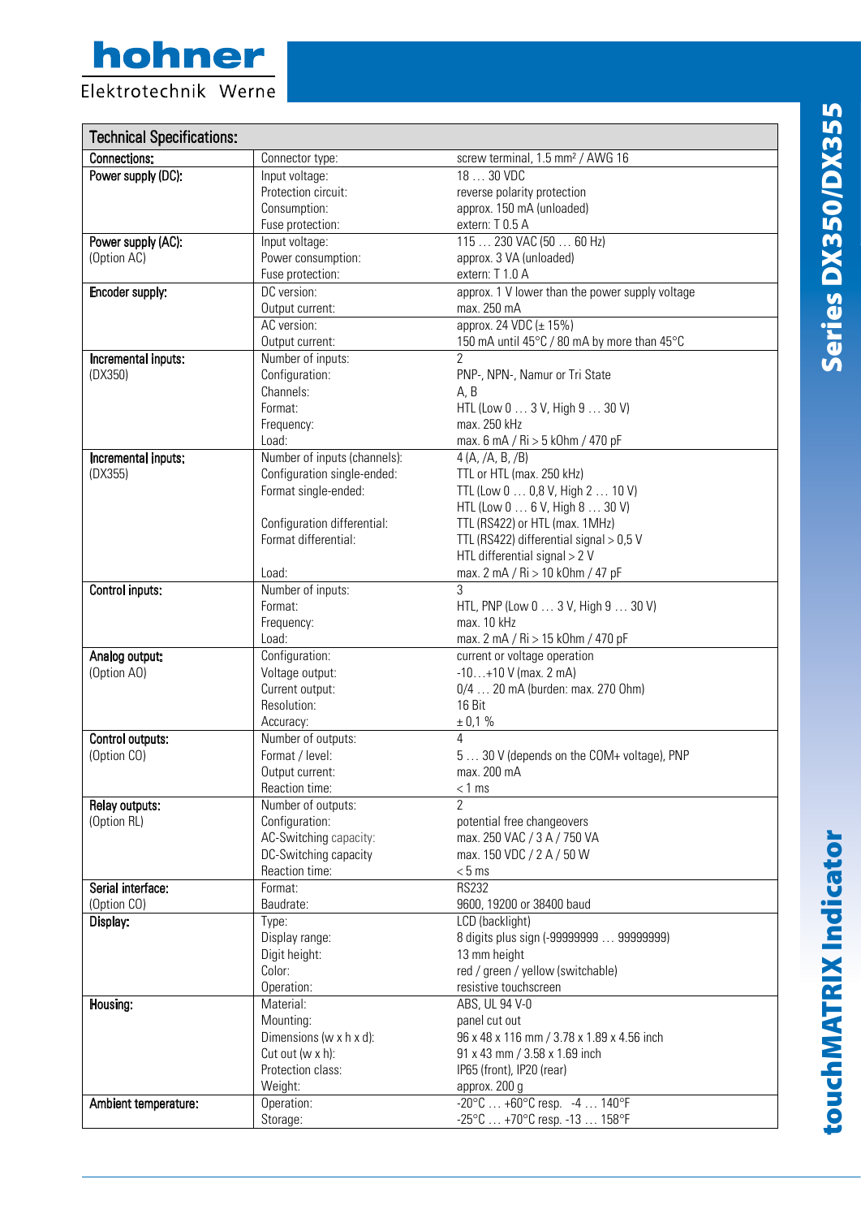## Technical Specifications:

| | | |
|---|---|---|
| **Connections:** | Connector type: | screw terminal, 1.5 mm² / AWG 16 |
| **Power supply (DC):** | Input voltage: | 18 … 30 VDC |
| | Protection circuit: | reverse polarity protection |
| | Consumption: | approx. 150 mA (unloaded) |
| | Fuse protection: | extern: T 0.5 A |
| **Power supply (AC):** (Option AC) | Input voltage: | 115 … 230 VAC (50 … 60 Hz) |
| | Power consumption: | approx. 3 VA (unloaded) |
| | Fuse protection: | extern: T 1.0 A |
| **Encoder supply:** | DC version: | approx. 1 V lower than the power supply voltage |
| | Output current: | max. 250 mA |
| | AC version: | approx. 24 VDC (± 15%) |
| | Output current: | 150 mA until 45°C / 80 mA by more than 45°C |
| **Incremental inputs:** (DX350) | Number of inputs: | 2 |
| | Configuration: | PNP-, NPN-, Namur or Tri State |
| | Channels: | A, B |
| | Format: | HTL (Low 0 … 3 V, High 9 … 30 V) |
| | Frequency: | max. 250 kHz |
| | Load: | max. 6 mA / Ri > 5 kOhm / 470 pF |
| **Incremental inputs:** (DX355) | Number of inputs (channels): | 4 (A, /A, B, /B) |
| | Configuration single-ended: | TTL or HTL (max. 250 kHz) |
| | Format single-ended: | TTL (Low 0 … 0,8 V, High 2 … 10 V) |
| | | HTL (Low 0 … 6 V, High 8 … 30 V) |
| | Configuration differential: | TTL (RS422) or HTL (max. 1MHz) |
| | Format differential: | TTL (RS422) differential signal > 0,5 V |
| | | HTL differential signal > 2 V |
| | Load: | max. 2 mA / Ri > 10 kOhm / 47 pF |
| **Control inputs:** | Number of inputs: | 3 |
| | Format: | HTL, PNP (Low 0 … 3 V, High 9 … 30 V) |
| | Frequency: | max. 10 kHz |
| | Load: | max. 2 mA / Ri > 15 kOhm / 470 pF |
| **Analog output:** (Option AO) | Configuration: | current or voltage operation |
| | Voltage output: | -10…+10 V (max. 2 mA) |
| | Current output: | 0/4 … 20 mA (burden: max. 270 Ohm) |
| | Resolution: | 16 Bit |
| | Accuracy: | ± 0,1 % |
| **Control outputs:** (Option CO) | Number of outputs: | 4 |
| | Format / level: | 5 … 30 V (depends on the COM+ voltage), PNP |
| | Output current: | max. 200 mA |
| | Reaction time: | < 1 ms |
| **Relay outputs:** (Option RL) | Number of outputs: | 2 |
| | Configuration: | potential free changeovers |
| | AC-Switching capacity: | max. 250 VAC / 3 A / 750 VA |
| | DC-Switching capacity | max. 150 VDC / 2 A / 50 W |
| | Reaction time: | < 5 ms |
| **Serial interface:** (Option CO) | Format: | RS232 |
| | Baudrate: | 9600, 19200 or 38400 baud |
| **Display:** | Type: | LCD (backlight) |
| | Display range: | 8 digits plus sign (-99999999 … 99999999) |
| | Digit height: | 13 mm height |
| | Color: | red / green / yellow (switchable) |
| | Operation: | resistive touchscreen |
| **Housing:** | Material: | ABS, UL 94 V-0 |
| | Mounting: | panel cut out |
| | Dimensions (w x h x d): | 96 x 48 x 116 mm / 3.78 x 1.89 x 4.56 inch |
| | Cut out (w x h): | 91 x 43 mm / 3.58 x 1.69 inch |
| | Protection class: | IP65 (front), IP20 (rear) |
| | Weight: | approx. 200 g |
| **Ambient temperature:** | Operation: | -20°C … +60°C resp. -4 … 140°F |
| | Storage: | -25°C … +70°C resp. -13 … 158°F |